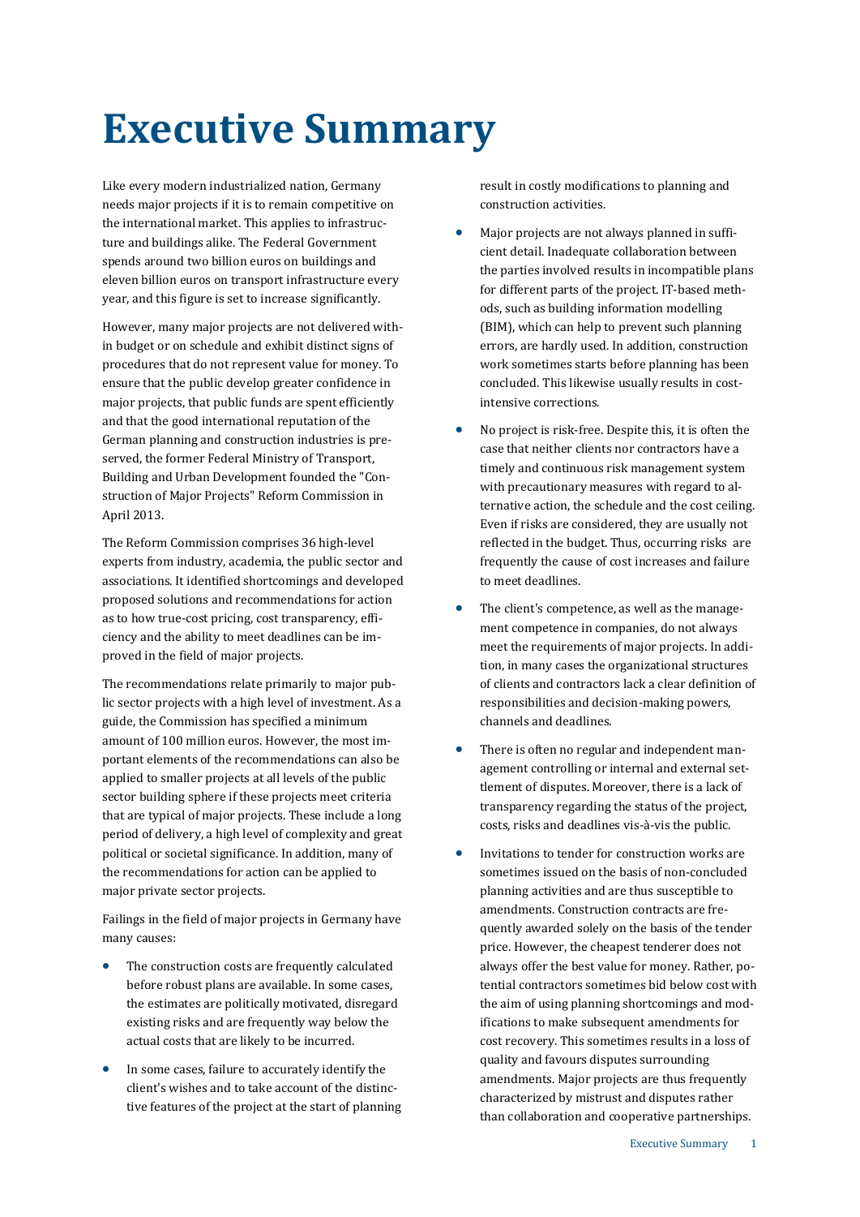# Executive Summary

Like every modern industrialized nation, Germany needs major projects if it is to remain competitive on the international market. This applies to infrastructure and buildings alike. The Federal Government spends around two billion euros on buildings and eleven billion euros on transport infrastructure every year, and this figure is set to increase significantly.

However, many major projects are not delivered within budget or on schedule and exhibit distinct signs of procedures that do not represent value for money. To ensure that the public develop greater confidence in major projects, that public funds are spent efficiently and that the good international reputation of the German planning and construction industries is preserved, the former Federal Ministry of Transport, Building and Urban Development founded the "Construction of Major Projects" Reform Commission in April 2013.

The Reform Commission comprises 36 high-level experts from industry, academia, the public sector and associations. It identified shortcomings and developed proposed solutions and recommendations for action as to how true-cost pricing, cost transparency, efficiency and the ability to meet deadlines can be improved in the field of major projects.

The recommendations relate primarily to major public sector projects with a high level of investment. As a guide, the Commission has specified a minimum amount of 100 million euros. However, the most important elements of the recommendations can also be applied to smaller projects at all levels of the public sector building sphere if these projects meet criteria that are typical of major projects. These include a long period of delivery, a high level of complexity and great political or societal significance. In addition, many of the recommendations for action can be applied to major private sector projects.

Failings in the field of major projects in Germany have many causes:

- The construction costs are frequently calculated before robust plans are available. In some cases, the estimates are politically motivated, disregard existing risks and are frequently way below the actual costs that are likely to be incurred.
- In some cases, failure to accurately identify the client's wishes and to take account of the distinctive features of the project at the start of planning result in costly modifications to planning and construction activities.
- Major projects are not always planned in sufficient detail. Inadequate collaboration between the parties involved results in incompatible plans for different parts of the project. IT-based methods, such as building information modelling (BIM), which can help to prevent such planning errors, are hardly used. In addition, construction work sometimes starts before planning has been concluded. This likewise usually results in cost-intensive corrections.
- No project is risk-free. Despite this, it is often the case that neither clients nor contractors have a timely and continuous risk management system with precautionary measures with regard to alternative action, the schedule and the cost ceiling. Even if risks are considered, they are usually not reflected in the budget. Thus, occurring risks are frequently the cause of cost increases and failure to meet deadlines.
- The client's competence, as well as the management competence in companies, do not always meet the requirements of major projects. In addition, in many cases the organizational structures of clients and contractors lack a clear definition of responsibilities and decision-making powers, channels and deadlines.
- There is often no regular and independent management controlling or internal and external settlement of disputes. Moreover, there is a lack of transparency regarding the status of the project, costs, risks and deadlines vis-à-vis the public.
- Invitations to tender for construction works are sometimes issued on the basis of non-concluded planning activities and are thus susceptible to amendments. Construction contracts are frequently awarded solely on the basis of the tender price. However, the cheapest tenderer does not always offer the best value for money. Rather, potential contractors sometimes bid below cost with the aim of using planning shortcomings and modifications to make subsequent amendments for cost recovery. This sometimes results in a loss of quality and favours disputes surrounding amendments. Major projects are thus frequently characterized by mistrust and disputes rather than collaboration and cooperative partnerships.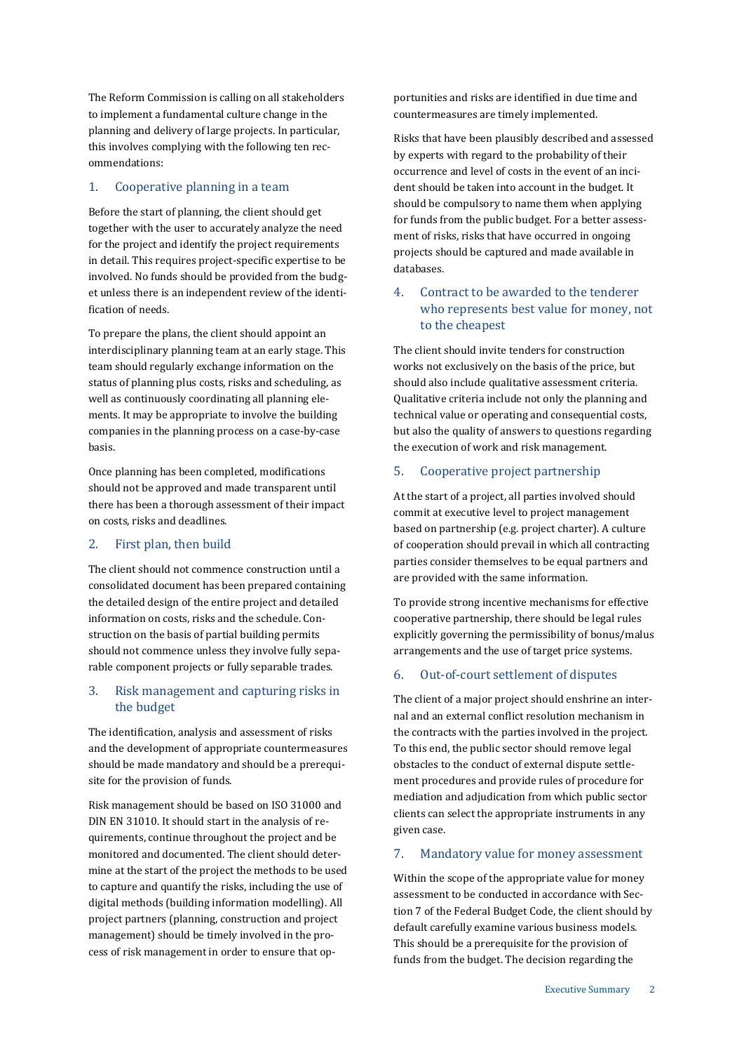The Reform Commission is calling on all stakeholders to implement a fundamental culture change in the planning and delivery of large projects. In particular, this involves complying with the following ten recommendations:

## 1. Cooperative planning in a team

Before the start of planning, the client should get together with the user to accurately analyze the need for the project and identify the project requirements in detail. This requires project-specific expertise to be involved. No funds should be provided from the budget unless there is an independent review of the identification of needs.

To prepare the plans, the client should appoint an interdisciplinary planning team at an early stage. This team should regularly exchange information on the status of planning plus costs, risks and scheduling, as well as continuously coordinating all planning elements. It may be appropriate to involve the building companies in the planning process on a case-by-case basis.

Once planning has been completed, modifications should not be approved and made transparent until there has been a thorough assessment of their impact on costs, risks and deadlines.

## 2. First plan, then build

The client should not commence construction until a consolidated document has been prepared containing the detailed design of the entire project and detailed information on costs, risks and the schedule. Construction on the basis of partial building permits should not commence unless they involve fully separable component projects or fully separable trades.

## 3. Risk management and capturing risks in the budget

The identification, analysis and assessment of risks and the development of appropriate countermeasures should be made mandatory and should be a prerequisite for the provision of funds.

Risk management should be based on ISO 31000 and DIN EN 31010. It should start in the analysis of requirements, continue throughout the project and be monitored and documented. The client should determine at the start of the project the methods to be used to capture and quantify the risks, including the use of digital methods (building information modelling). All project partners (planning, construction and project management) should be timely involved in the process of risk management in order to ensure that opportunities and risks are identified in due time and countermeasures are timely implemented.

Risks that have been plausibly described and assessed by experts with regard to the probability of their occurrence and level of costs in the event of an incident should be taken into account in the budget. It should be compulsory to name them when applying for funds from the public budget. For a better assessment of risks, risks that have occurred in ongoing projects should be captured and made available in databases.

## 4. Contract to be awarded to the tenderer who represents best value for money, not to the cheapest

The client should invite tenders for construction works not exclusively on the basis of the price, but should also include qualitative assessment criteria. Qualitative criteria include not only the planning and technical value or operating and consequential costs, but also the quality of answers to questions regarding the execution of work and risk management.

## 5. Cooperative project partnership

At the start of a project, all parties involved should commit at executive level to project management based on partnership (e.g. project charter). A culture of cooperation should prevail in which all contracting parties consider themselves to be equal partners and are provided with the same information.

To provide strong incentive mechanisms for effective cooperative partnership, there should be legal rules explicitly governing the permissibility of bonus/malus arrangements and the use of target price systems.

## 6. Out-of-court settlement of disputes

The client of a major project should enshrine an internal and an external conflict resolution mechanism in the contracts with the parties involved in the project. To this end, the public sector should remove legal obstacles to the conduct of external dispute settlement procedures and provide rules of procedure for mediation and adjudication from which public sector clients can select the appropriate instruments in any given case.

## 7. Mandatory value for money assessment

Within the scope of the appropriate value for money assessment to be conducted in accordance with Section 7 of the Federal Budget Code, the client should by default carefully examine various business models. This should be a prerequisite for the provision of funds from the budget. The decision regarding the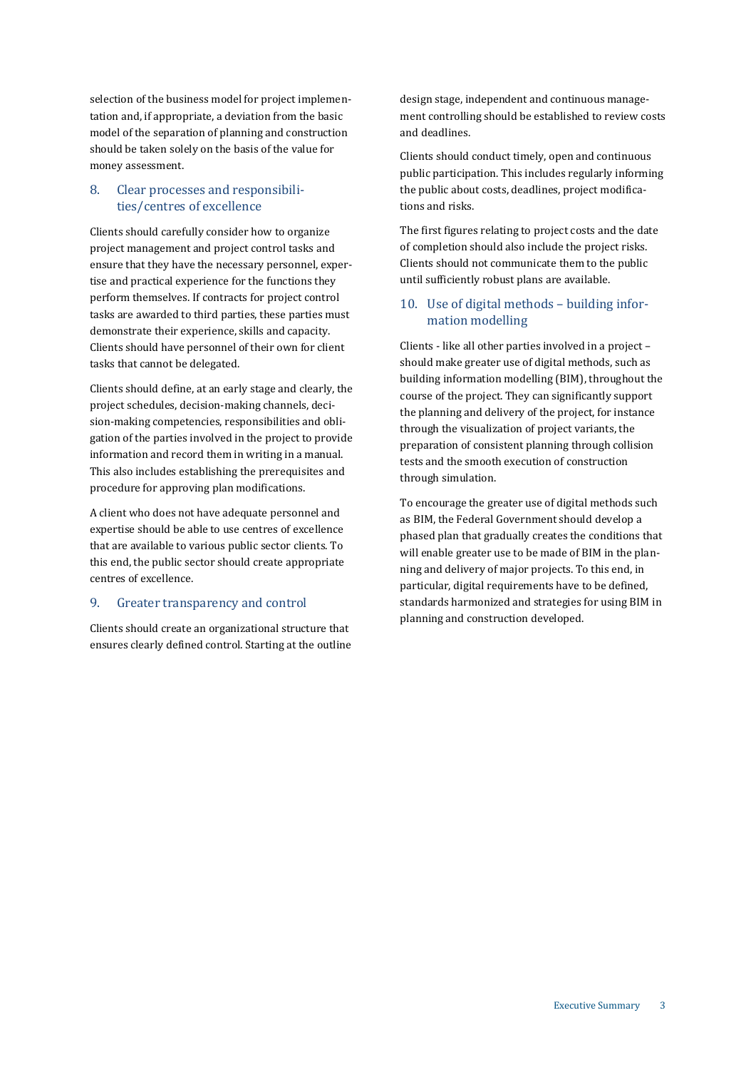selection of the business model for project implementation and, if appropriate, a deviation from the basic model of the separation of planning and construction should be taken solely on the basis of the value for money assessment.

## 8. Clear processes and responsibilities/centres of excellence

Clients should carefully consider how to organize project management and project control tasks and ensure that they have the necessary personnel, expertise and practical experience for the functions they perform themselves. If contracts for project control tasks are awarded to third parties, these parties must demonstrate their experience, skills and capacity. Clients should have personnel of their own for client tasks that cannot be delegated.

Clients should define, at an early stage and clearly, the project schedules, decision-making channels, decision-making competencies, responsibilities and obligation of the parties involved in the project to provide information and record them in writing in a manual. This also includes establishing the prerequisites and procedure for approving plan modifications.

A client who does not have adequate personnel and expertise should be able to use centres of excellence that are available to various public sector clients. To this end, the public sector should create appropriate centres of excellence.

## 9. Greater transparency and control

Clients should create an organizational structure that ensures clearly defined control. Starting at the outline design stage, independent and continuous management controlling should be established to review costs and deadlines.

Clients should conduct timely, open and continuous public participation. This includes regularly informing the public about costs, deadlines, project modifications and risks.

The first figures relating to project costs and the date of completion should also include the project risks. Clients should not communicate them to the public until sufficiently robust plans are available.

## 10. Use of digital methods – building information modelling

Clients - like all other parties involved in a project – should make greater use of digital methods, such as building information modelling (BIM), throughout the course of the project. They can significantly support the planning and delivery of the project, for instance through the visualization of project variants, the preparation of consistent planning through collision tests and the smooth execution of construction through simulation.

To encourage the greater use of digital methods such as BIM, the Federal Government should develop a phased plan that gradually creates the conditions that will enable greater use to be made of BIM in the planning and delivery of major projects. To this end, in particular, digital requirements have to be defined, standards harmonized and strategies for using BIM in planning and construction developed.